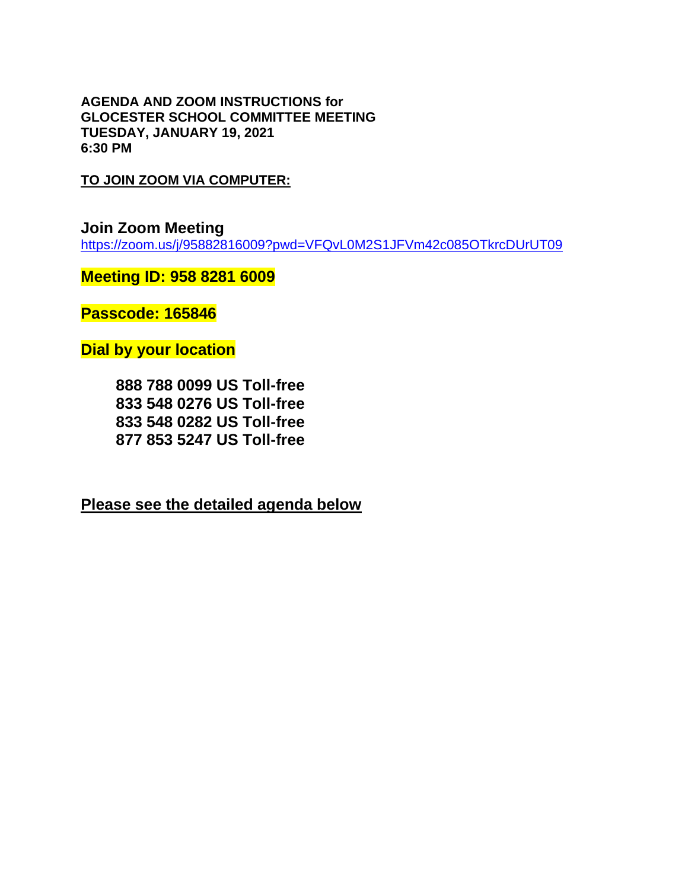**AGENDA AND ZOOM INSTRUCTIONS for**
**GLOCESTER SCHOOL COMMITTEE MEETING**
**TUESDAY, JANUARY 19, 2021**
**6:30 PM**

**TO JOIN ZOOM VIA COMPUTER:**

## Join Zoom Meeting

https://zoom.us/j/95882816009?pwd=VFQvL0M2S1JFVm42c085OTkrcDUrUT09

**Meeting ID: 958 8281 6009**

**Passcode: 165846**

**Dial by your location**

**888 788 0099 US Toll-free**
**833 548 0276 US Toll-free**
**833 548 0282 US Toll-free**
**877 853 5247 US Toll-free**

**Please see the detailed agenda below**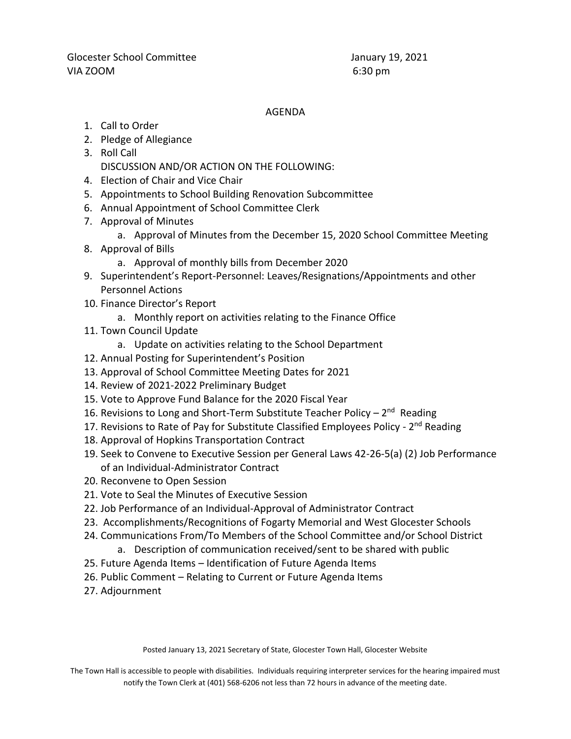Glocester School Committee  
VIA ZOOM

January 19, 2021  
6:30 pm

## AGENDA

1. Call to Order
2. Pledge of Allegiance
3. Roll Call  
   DISCUSSION AND/OR ACTION ON THE FOLLOWING:
4. Election of Chair and Vice Chair
5. Appointments to School Building Renovation Subcommittee
6. Annual Appointment of School Committee Clerk
7. Approval of Minutes
   a. Approval of Minutes from the December 15, 2020 School Committee Meeting
8. Approval of Bills
   a. Approval of monthly bills from December 2020
9. Superintendent's Report-Personnel: Leaves/Resignations/Appointments and other Personnel Actions
10. Finance Director's Report
    a. Monthly report on activities relating to the Finance Office
11. Town Council Update
    a. Update on activities relating to the School Department
12. Annual Posting for Superintendent's Position
13. Approval of School Committee Meeting Dates for 2021
14. Review of 2021-2022 Preliminary Budget
15. Vote to Approve Fund Balance for the 2020 Fiscal Year
16. Revisions to Long and Short-Term Substitute Teacher Policy – 2nd Reading
17. Revisions to Rate of Pay for Substitute Classified Employees Policy - 2nd Reading
18. Approval of Hopkins Transportation Contract
19. Seek to Convene to Executive Session per General Laws 42-26-5(a) (2) Job Performance of an Individual-Administrator Contract
20. Reconvene to Open Session
21. Vote to Seal the Minutes of Executive Session
22. Job Performance of an Individual-Approval of Administrator Contract
23. Accomplishments/Recognitions of Fogarty Memorial and West Glocester Schools
24. Communications From/To Members of the School Committee and/or School District
    a. Description of communication received/sent to be shared with public
25. Future Agenda Items – Identification of Future Agenda Items
26. Public Comment – Relating to Current or Future Agenda Items
27. Adjournment

Posted January 13, 2021 Secretary of State, Glocester Town Hall, Glocester Website

The Town Hall is accessible to people with disabilities. Individuals requiring interpreter services for the hearing impaired must notify the Town Clerk at (401) 568-6206 not less than 72 hours in advance of the meeting date.